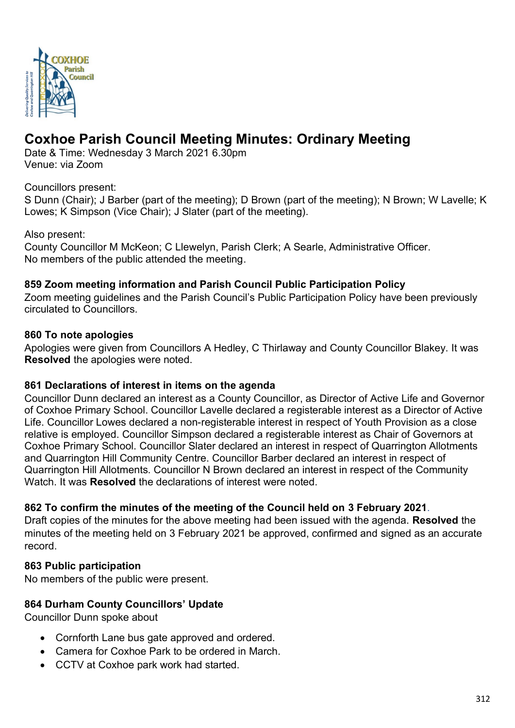# Coxhoe Parish Council Meeting Minutes: Ordinary Meeting

Date & Time: Wednesday 3 March 2021 6.30pm
Venue: via Zoom

Councillors present:
S Dunn (Chair); J Barber (part of the meeting); D Brown (part of the meeting); N Brown; W Lavelle; K Lowes; K Simpson (Vice Chair); J Slater (part of the meeting).

Also present:
County Councillor M McKeon; C Llewelyn, Parish Clerk; A Searle, Administrative Officer.
No members of the public attended the meeting.

### 859 Zoom meeting information and Parish Council Public Participation Policy

Zoom meeting guidelines and the Parish Council's Public Participation Policy have been previously circulated to Councillors.

### 860 To note apologies

Apologies were given from Councillors A Hedley, C Thirlaway and County Councillor Blakey. It was **Resolved** the apologies were noted.

### 861 Declarations of interest in items on the agenda

Councillor Dunn declared an interest as a County Councillor, as Director of Active Life and Governor of Coxhoe Primary School. Councillor Lavelle declared a registerable interest as a Director of Active Life. Councillor Lowes declared a non-registerable interest in respect of Youth Provision as a close relative is employed. Councillor Simpson declared a registerable interest as Chair of Governors at Coxhoe Primary School. Councillor Slater declared an interest in respect of Quarrington Allotments and Quarrington Hill Community Centre. Councillor Barber declared an interest in respect of Quarrington Hill Allotments. Councillor N Brown declared an interest in respect of the Community Watch. It was **Resolved** the declarations of interest were noted.

### 862 To confirm the minutes of the meeting of the Council held on 3 February 2021.

Draft copies of the minutes for the above meeting had been issued with the agenda. **Resolved** the minutes of the meeting held on 3 February 2021 be approved, confirmed and signed as an accurate record.

### 863 Public participation

No members of the public were present.

### 864 Durham County Councillors' Update

Councillor Dunn spoke about

- Cornforth Lane bus gate approved and ordered.
- Camera for Coxhoe Park to be ordered in March.
- CCTV at Coxhoe park work had started.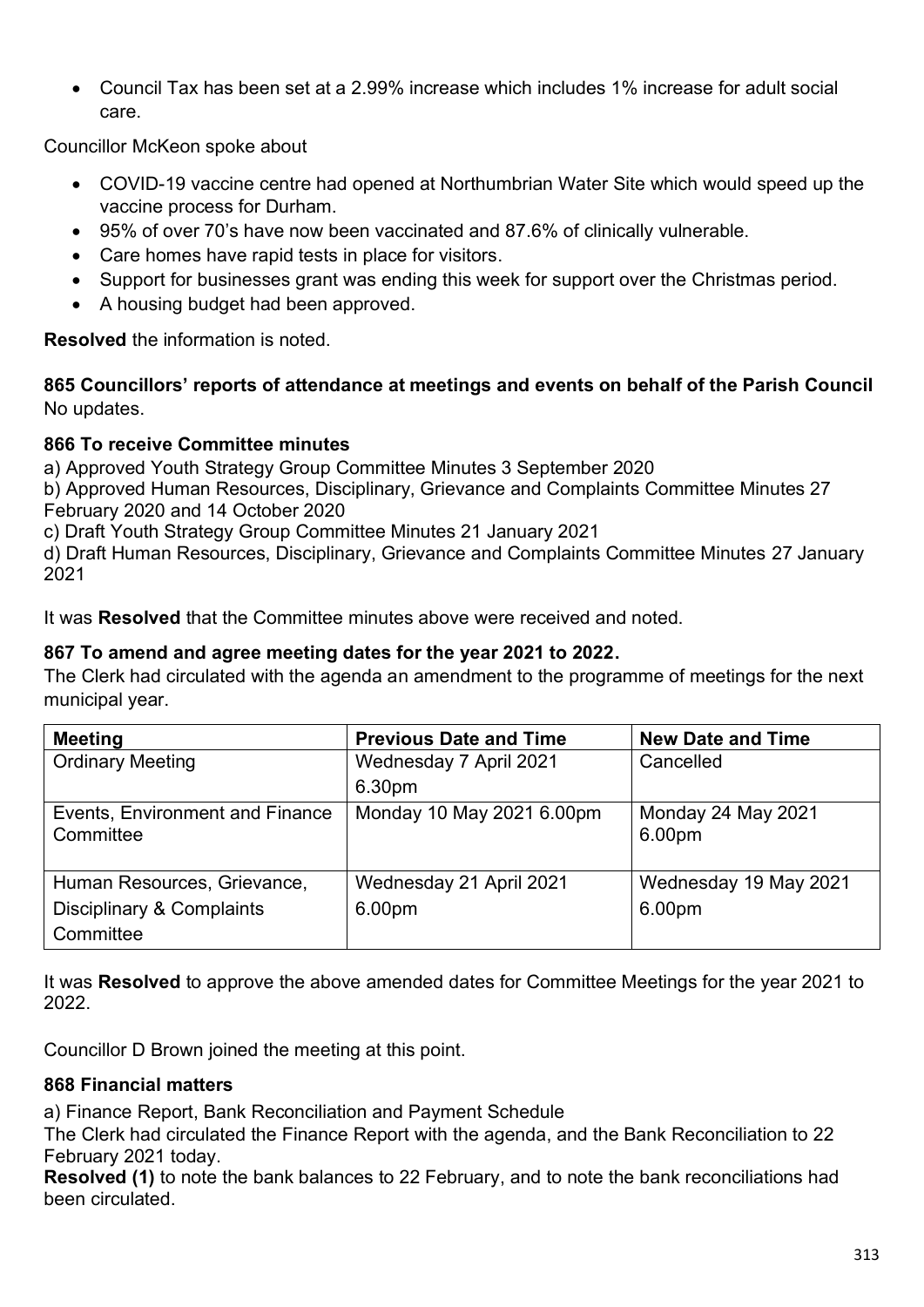- Council Tax has been set at a 2.99% increase which includes 1% increase for adult social care.

Councillor McKeon spoke about

- COVID-19 vaccine centre had opened at Northumbrian Water Site which would speed up the vaccine process for Durham.
- 95% of over 70's have now been vaccinated and 87.6% of clinically vulnerable.
- Care homes have rapid tests in place for visitors.
- Support for businesses grant was ending this week for support over the Christmas period.
- A housing budget had been approved.

**Resolved** the information is noted.

**865 Councillors' reports of attendance at meetings and events on behalf of the Parish Council**
No updates.

**866 To receive Committee minutes**

a) Approved Youth Strategy Group Committee Minutes 3 September 2020
b) Approved Human Resources, Disciplinary, Grievance and Complaints Committee Minutes 27 February 2020 and 14 October 2020
c) Draft Youth Strategy Group Committee Minutes 21 January 2021
d) Draft Human Resources, Disciplinary, Grievance and Complaints Committee Minutes 27 January 2021

It was **Resolved** that the Committee minutes above were received and noted.

**867 To amend and agree meeting dates for the year 2021 to 2022.**

The Clerk had circulated with the agenda an amendment to the programme of meetings for the next municipal year.

| Meeting | Previous Date and Time | New Date and Time |
|---|---|---|
| Ordinary Meeting | Wednesday 7 April 2021 6.30pm | Cancelled |
| Events, Environment and Finance Committee | Monday 10 May 2021 6.00pm | Monday 24 May 2021 6.00pm |
| Human Resources, Grievance, Disciplinary & Complaints Committee | Wednesday 21 April 2021 6.00pm | Wednesday 19 May 2021 6.00pm |

It was **Resolved** to approve the above amended dates for Committee Meetings for the year 2021 to 2022.

Councillor D Brown joined the meeting at this point.

**868 Financial matters**

a) Finance Report, Bank Reconciliation and Payment Schedule
The Clerk had circulated the Finance Report with the agenda, and the Bank Reconciliation to 22 February 2021 today.
**Resolved (1)** to note the bank balances to 22 February, and to note the bank reconciliations had been circulated.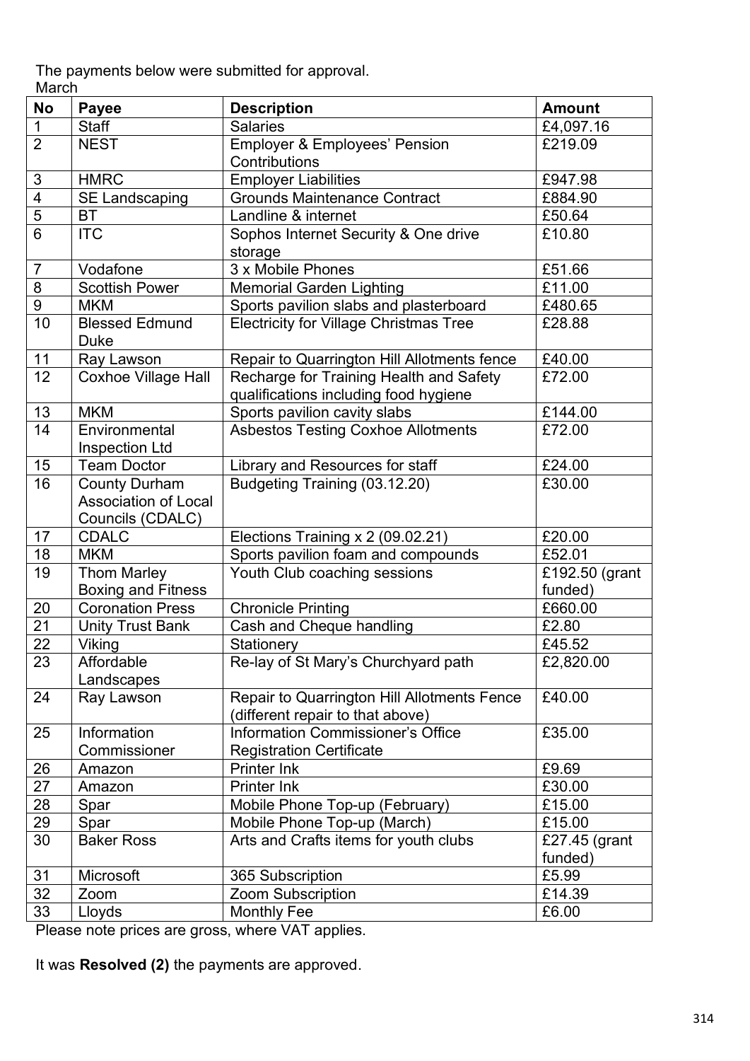The payments below were submitted for approval.

March

| No | Payee | Description | Amount |
|---|---|---|---|
| 1 | Staff | Salaries | £4,097.16 |
| 2 | NEST | Employer & Employees' Pension Contributions | £219.09 |
| 3 | HMRC | Employer Liabilities | £947.98 |
| 4 | SE Landscaping | Grounds Maintenance Contract | £884.90 |
| 5 | BT | Landline & internet | £50.64 |
| 6 | ITC | Sophos Internet Security & One drive storage | £10.80 |
| 7 | Vodafone | 3 x Mobile Phones | £51.66 |
| 8 | Scottish Power | Memorial Garden Lighting | £11.00 |
| 9 | MKM | Sports pavilion slabs and plasterboard | £480.65 |
| 10 | Blessed Edmund Duke | Electricity for Village Christmas Tree | £28.88 |
| 11 | Ray Lawson | Repair to Quarrington Hill Allotments fence | £40.00 |
| 12 | Coxhoe Village Hall | Recharge for Training Health and Safety qualifications including food hygiene | £72.00 |
| 13 | MKM | Sports pavilion cavity slabs | £144.00 |
| 14 | Environmental Inspection Ltd | Asbestos Testing Coxhoe Allotments | £72.00 |
| 15 | Team Doctor | Library and Resources for staff | £24.00 |
| 16 | County Durham Association of Local Councils (CDALC) | Budgeting Training (03.12.20) | £30.00 |
| 17 | CDALC | Elections Training x 2 (09.02.21) | £20.00 |
| 18 | MKM | Sports pavilion foam and compounds | £52.01 |
| 19 | Thom Marley Boxing and Fitness | Youth Club coaching sessions | £192.50 (grant funded) |
| 20 | Coronation Press | Chronicle Printing | £660.00 |
| 21 | Unity Trust Bank | Cash and Cheque handling | £2.80 |
| 22 | Viking | Stationery | £45.52 |
| 23 | Affordable Landscapes | Re-lay of St Mary's Churchyard path | £2,820.00 |
| 24 | Ray Lawson | Repair to Quarrington Hill Allotments Fence (different repair to that above) | £40.00 |
| 25 | Information Commissioner | Information Commissioner's Office Registration Certificate | £35.00 |
| 26 | Amazon | Printer Ink | £9.69 |
| 27 | Amazon | Printer Ink | £30.00 |
| 28 | Spar | Mobile Phone Top-up (February) | £15.00 |
| 29 | Spar | Mobile Phone Top-up (March) | £15.00 |
| 30 | Baker Ross | Arts and Crafts items for youth clubs | £27.45 (grant funded) |
| 31 | Microsoft | 365 Subscription | £5.99 |
| 32 | Zoom | Zoom Subscription | £14.39 |
| 33 | Lloyds | Monthly Fee | £6.00 |

Please note prices are gross, where VAT applies.

It was **Resolved (2)** the payments are approved.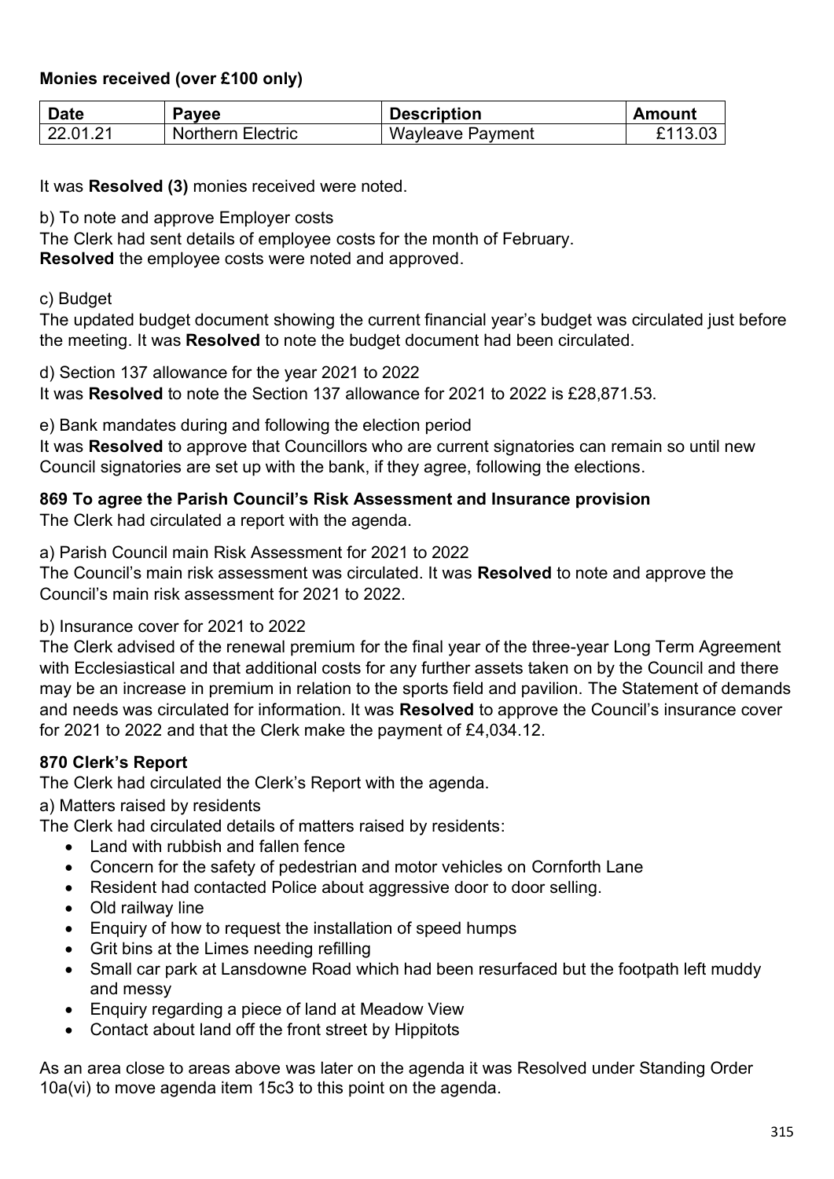**Monies received (over £100 only)**

| Date | Payee | Description | Amount |
|---|---|---|---|
| 22.01.21 | Northern Electric | Wayleave Payment | £113.03 |

It was **Resolved (3)** monies received were noted.

b) To note and approve Employer costs

The Clerk had sent details of employee costs for the month of February.

**Resolved** the employee costs were noted and approved.

c) Budget

The updated budget document showing the current financial year's budget was circulated just before the meeting. It was **Resolved** to note the budget document had been circulated.

d) Section 137 allowance for the year 2021 to 2022

It was **Resolved** to note the Section 137 allowance for 2021 to 2022 is £28,871.53.

e) Bank mandates during and following the election period

It was **Resolved** to approve that Councillors who are current signatories can remain so until new Council signatories are set up with the bank, if they agree, following the elections.

**869 To agree the Parish Council's Risk Assessment and Insurance provision**

The Clerk had circulated a report with the agenda.

a) Parish Council main Risk Assessment for 2021 to 2022

The Council's main risk assessment was circulated. It was **Resolved** to note and approve the Council's main risk assessment for 2021 to 2022.

b) Insurance cover for 2021 to 2022

The Clerk advised of the renewal premium for the final year of the three-year Long Term Agreement with Ecclesiastical and that additional costs for any further assets taken on by the Council and there may be an increase in premium in relation to the sports field and pavilion. The Statement of demands and needs was circulated for information. It was **Resolved** to approve the Council's insurance cover for 2021 to 2022 and that the Clerk make the payment of £4,034.12.

**870 Clerk's Report**

The Clerk had circulated the Clerk's Report with the agenda.

a) Matters raised by residents

The Clerk had circulated details of matters raised by residents:

- Land with rubbish and fallen fence
- Concern for the safety of pedestrian and motor vehicles on Cornforth Lane
- Resident had contacted Police about aggressive door to door selling.
- Old railway line
- Enquiry of how to request the installation of speed humps
- Grit bins at the Limes needing refilling
- Small car park at Lansdowne Road which had been resurfaced but the footpath left muddy and messy
- Enquiry regarding a piece of land at Meadow View
- Contact about land off the front street by Hippitots

As an area close to areas above was later on the agenda it was Resolved under Standing Order 10a(vi) to move agenda item 15c3 to this point on the agenda.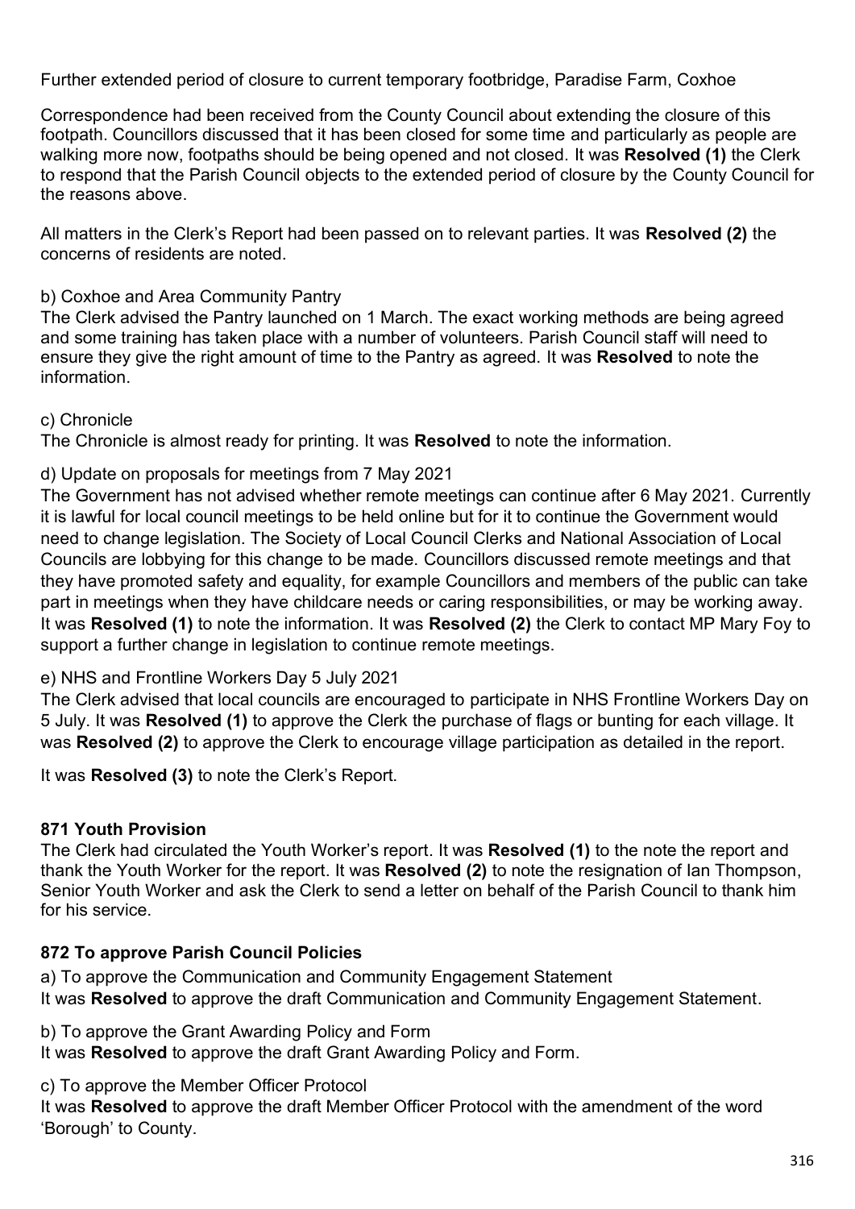Further extended period of closure to current temporary footbridge, Paradise Farm, Coxhoe

Correspondence had been received from the County Council about extending the closure of this footpath. Councillors discussed that it has been closed for some time and particularly as people are walking more now, footpaths should be being opened and not closed. It was **Resolved (1)** the Clerk to respond that the Parish Council objects to the extended period of closure by the County Council for the reasons above.

All matters in the Clerk's Report had been passed on to relevant parties. It was **Resolved (2)** the concerns of residents are noted.

b) Coxhoe and Area Community Pantry
The Clerk advised the Pantry launched on 1 March. The exact working methods are being agreed and some training has taken place with a number of volunteers. Parish Council staff will need to ensure they give the right amount of time to the Pantry as agreed. It was **Resolved** to note the information.

c) Chronicle
The Chronicle is almost ready for printing. It was **Resolved** to note the information.

d) Update on proposals for meetings from 7 May 2021
The Government has not advised whether remote meetings can continue after 6 May 2021. Currently it is lawful for local council meetings to be held online but for it to continue the Government would need to change legislation. The Society of Local Council Clerks and National Association of Local Councils are lobbying for this change to be made. Councillors discussed remote meetings and that they have promoted safety and equality, for example Councillors and members of the public can take part in meetings when they have childcare needs or caring responsibilities, or may be working away. It was **Resolved (1)** to note the information. It was **Resolved (2)** the Clerk to contact MP Mary Foy to support a further change in legislation to continue remote meetings.

e) NHS and Frontline Workers Day 5 July 2021
The Clerk advised that local councils are encouraged to participate in NHS Frontline Workers Day on 5 July. It was **Resolved (1)** to approve the Clerk the purchase of flags or bunting for each village. It was **Resolved (2)** to approve the Clerk to encourage village participation as detailed in the report.

It was **Resolved (3)** to note the Clerk's Report.

**871 Youth Provision**
The Clerk had circulated the Youth Worker's report. It was **Resolved (1)** to the note the report and thank the Youth Worker for the report. It was **Resolved (2)** to note the resignation of Ian Thompson, Senior Youth Worker and ask the Clerk to send a letter on behalf of the Parish Council to thank him for his service.

**872 To approve Parish Council Policies**

a) To approve the Communication and Community Engagement Statement
It was **Resolved** to approve the draft Communication and Community Engagement Statement.

b) To approve the Grant Awarding Policy and Form
It was **Resolved** to approve the draft Grant Awarding Policy and Form.

c) To approve the Member Officer Protocol
It was **Resolved** to approve the draft Member Officer Protocol with the amendment of the word 'Borough' to County.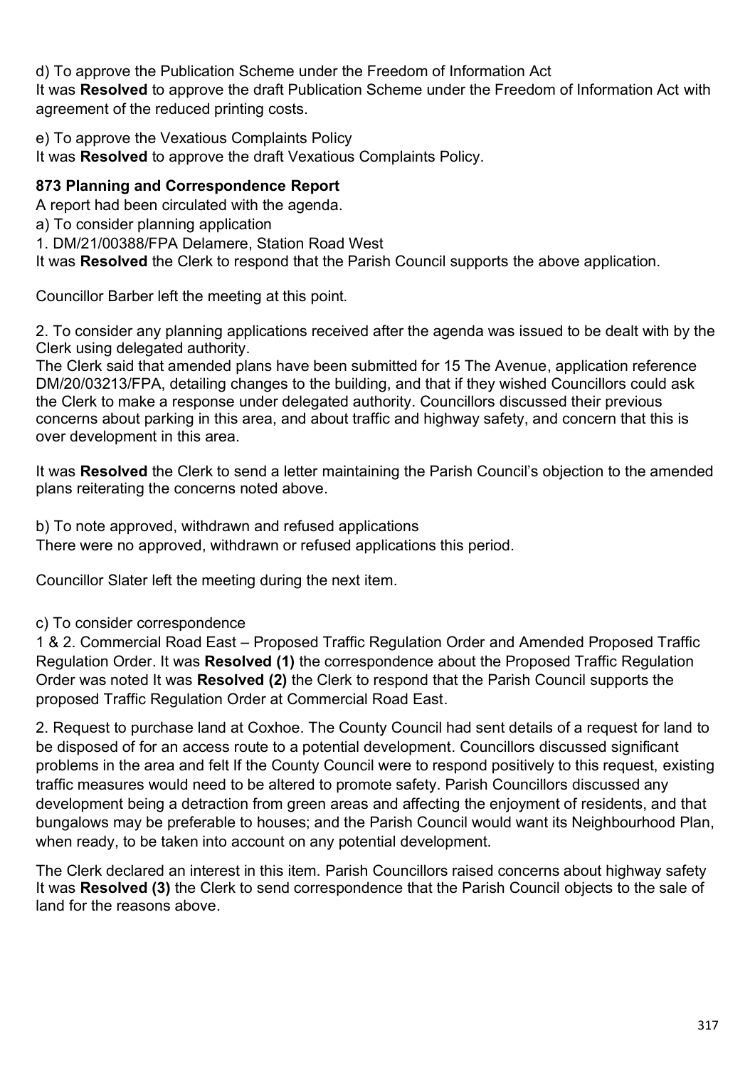d) To approve the Publication Scheme under the Freedom of Information Act
It was **Resolved** to approve the draft Publication Scheme under the Freedom of Information Act with agreement of the reduced printing costs.

e) To approve the Vexatious Complaints Policy
It was **Resolved** to approve the draft Vexatious Complaints Policy.

**873 Planning and Correspondence Report**

A report had been circulated with the agenda.

a) To consider planning application

1. DM/21/00388/FPA Delamere, Station Road West

It was **Resolved** the Clerk to respond that the Parish Council supports the above application.

Councillor Barber left the meeting at this point.

2. To consider any planning applications received after the agenda was issued to be dealt with by the Clerk using delegated authority.
The Clerk said that amended plans have been submitted for 15 The Avenue, application reference DM/20/03213/FPA, detailing changes to the building, and that if they wished Councillors could ask the Clerk to make a response under delegated authority. Councillors discussed their previous concerns about parking in this area, and about traffic and highway safety, and concern that this is over development in this area.

It was **Resolved** the Clerk to send a letter maintaining the Parish Council's objection to the amended plans reiterating the concerns noted above.

b) To note approved, withdrawn and refused applications
There were no approved, withdrawn or refused applications this period.

Councillor Slater left the meeting during the next item.

c) To consider correspondence

1 & 2. Commercial Road East – Proposed Traffic Regulation Order and Amended Proposed Traffic Regulation Order. It was **Resolved (1)** the correspondence about the Proposed Traffic Regulation Order was noted It was **Resolved (2)** the Clerk to respond that the Parish Council supports the proposed Traffic Regulation Order at Commercial Road East.

2. Request to purchase land at Coxhoe. The County Council had sent details of a request for land to be disposed of for an access route to a potential development. Councillors discussed significant problems in the area and felt If the County Council were to respond positively to this request, existing traffic measures would need to be altered to promote safety. Parish Councillors discussed any development being a detraction from green areas and affecting the enjoyment of residents, and that bungalows may be preferable to houses; and the Parish Council would want its Neighbourhood Plan, when ready, to be taken into account on any potential development.

The Clerk declared an interest in this item. Parish Councillors raised concerns about highway safety It was **Resolved (3)** the Clerk to send correspondence that the Parish Council objects to the sale of land for the reasons above.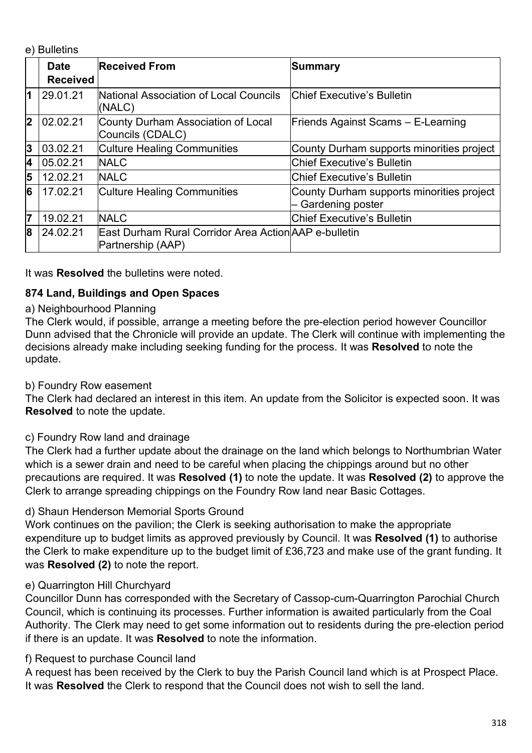e) Bulletins

| | Date Received | Received From | Summary |
|---|---|---|---|
| 1 | 29.01.21 | National Association of Local Councils (NALC) | Chief Executive's Bulletin |
| 2 | 02.02.21 | County Durham Association of Local Councils (CDALC) | Friends Against Scams – E-Learning |
| 3 | 03.02.21 | Culture Healing Communities | County Durham supports minorities project |
| 4 | 05.02.21 | NALC | Chief Executive's Bulletin |
| 5 | 12.02.21 | NALC | Chief Executive's Bulletin |
| 6 | 17.02.21 | Culture Healing Communities | County Durham supports minorities project – Gardening poster |
| 7 | 19.02.21 | NALC | Chief Executive's Bulletin |
| 8 | 24.02.21 | East Durham Rural Corridor Area Action Partnership (AAP) | AAP e-bulletin |

It was **Resolved** the bulletins were noted.

**874 Land, Buildings and Open Spaces**

a) Neighbourhood Planning

The Clerk would, if possible, arrange a meeting before the pre-election period however Councillor Dunn advised that the Chronicle will provide an update. The Clerk will continue with implementing the decisions already make including seeking funding for the process. It was **Resolved** to note the update.

b) Foundry Row easement

The Clerk had declared an interest in this item. An update from the Solicitor is expected soon. It was **Resolved** to note the update.

c) Foundry Row land and drainage

The Clerk had a further update about the drainage on the land which belongs to Northumbrian Water which is a sewer drain and need to be careful when placing the chippings around but no other precautions are required. It was **Resolved (1)** to note the update. It was **Resolved (2)** to approve the Clerk to arrange spreading chippings on the Foundry Row land near Basic Cottages.

d) Shaun Henderson Memorial Sports Ground

Work continues on the pavilion; the Clerk is seeking authorisation to make the appropriate expenditure up to budget limits as approved previously by Council. It was **Resolved (1)** to authorise the Clerk to make expenditure up to the budget limit of £36,723 and make use of the grant funding. It was **Resolved (2)** to note the report.

e) Quarrington Hill Churchyard

Councillor Dunn has corresponded with the Secretary of Cassop-cum-Quarrington Parochial Church Council, which is continuing its processes. Further information is awaited particularly from the Coal Authority. The Clerk may need to get some information out to residents during the pre-election period if there is an update. It was **Resolved** to note the information.

f) Request to purchase Council land

A request has been received by the Clerk to buy the Parish Council land which is at Prospect Place. It was **Resolved** the Clerk to respond that the Council does not wish to sell the land.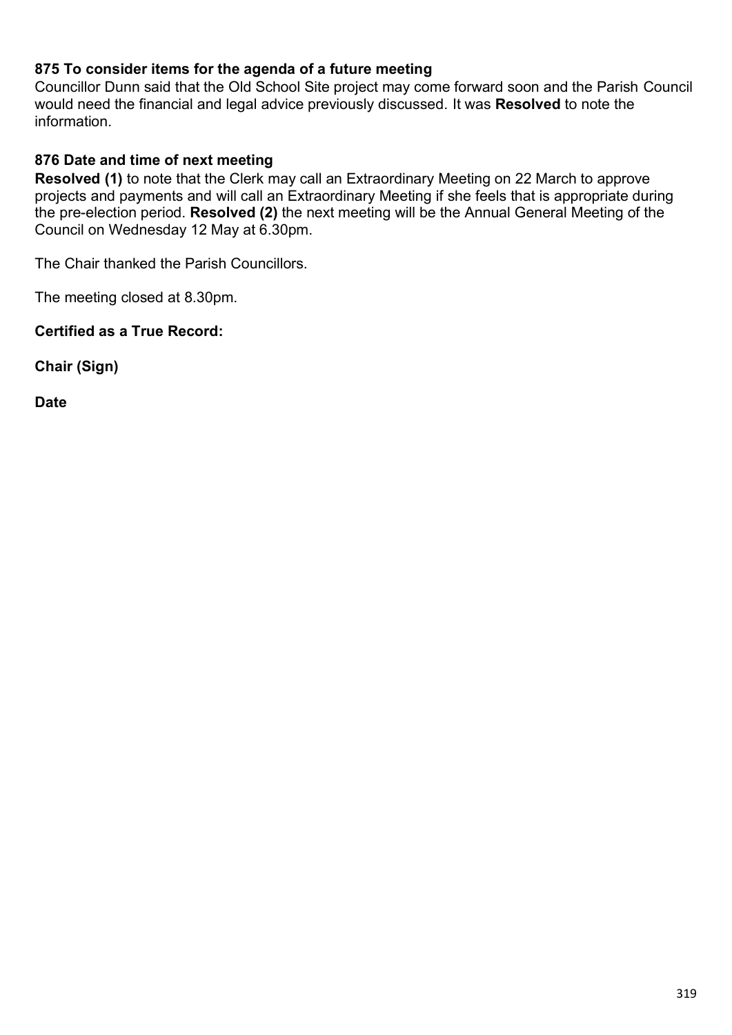**875 To consider items for the agenda of a future meeting**

Councillor Dunn said that the Old School Site project may come forward soon and the Parish Council would need the financial and legal advice previously discussed. It was **Resolved** to note the information.

**876 Date and time of next meeting**

**Resolved (1)** to note that the Clerk may call an Extraordinary Meeting on 22 March to approve projects and payments and will call an Extraordinary Meeting if she feels that is appropriate during the pre-election period. **Resolved (2)** the next meeting will be the Annual General Meeting of the Council on Wednesday 12 May at 6.30pm.

The Chair thanked the Parish Councillors.

The meeting closed at 8.30pm.

**Certified as a True Record:**

**Chair (Sign)**

**Date**